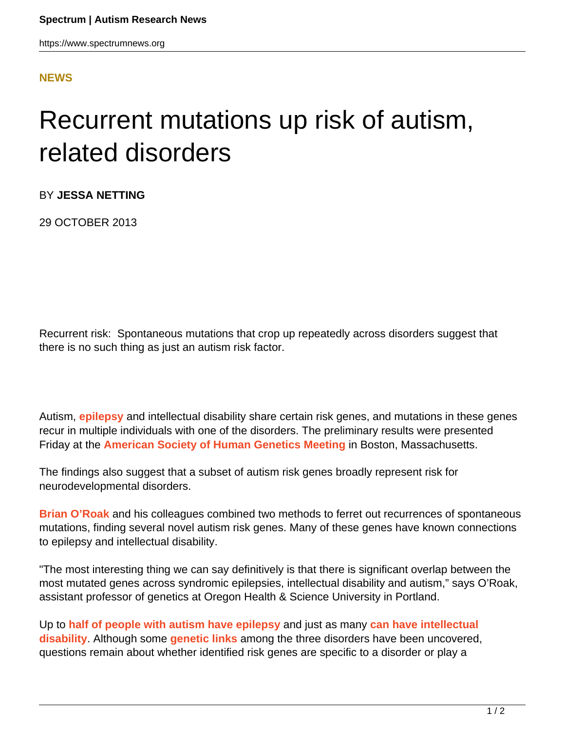**NEWS**

# Recurrent mutations up risk of autism, related disorders

BY **JESSA NETTING**

29 OCTOBER 2013

Recurrent risk: Spontaneous mutations that crop up repeatedly across disorders suggest that there is no such thing as just an autism risk factor.

Autism, **epilepsy** and intellectual disability share certain risk genes, and mutations in these genes recur in multiple individuals with one of the disorders. The preliminary results were presented Friday at the **American Society of Human Genetics Meeting** in Boston, Massachusetts.

The findings also suggest that a subset of autism risk genes broadly represent risk for neurodevelopmental disorders.

**Brian O'Roak** and his colleagues combined two methods to ferret out recurrences of spontaneous mutations, finding several novel autism risk genes. Many of these genes have known connections to epilepsy and intellectual disability.

"The most interesting thing we can say definitively is that there is significant overlap between the most mutated genes across syndromic epilepsies, intellectual disability and autism," says O'Roak, assistant professor of genetics at Oregon Health & Science University in Portland.

Up to **half of people with autism have epilepsy** and just as many **can have intellectual disability**. Although some **genetic links** among the three disorders have been uncovered, questions remain about whether identified risk genes are specific to a disorder or play a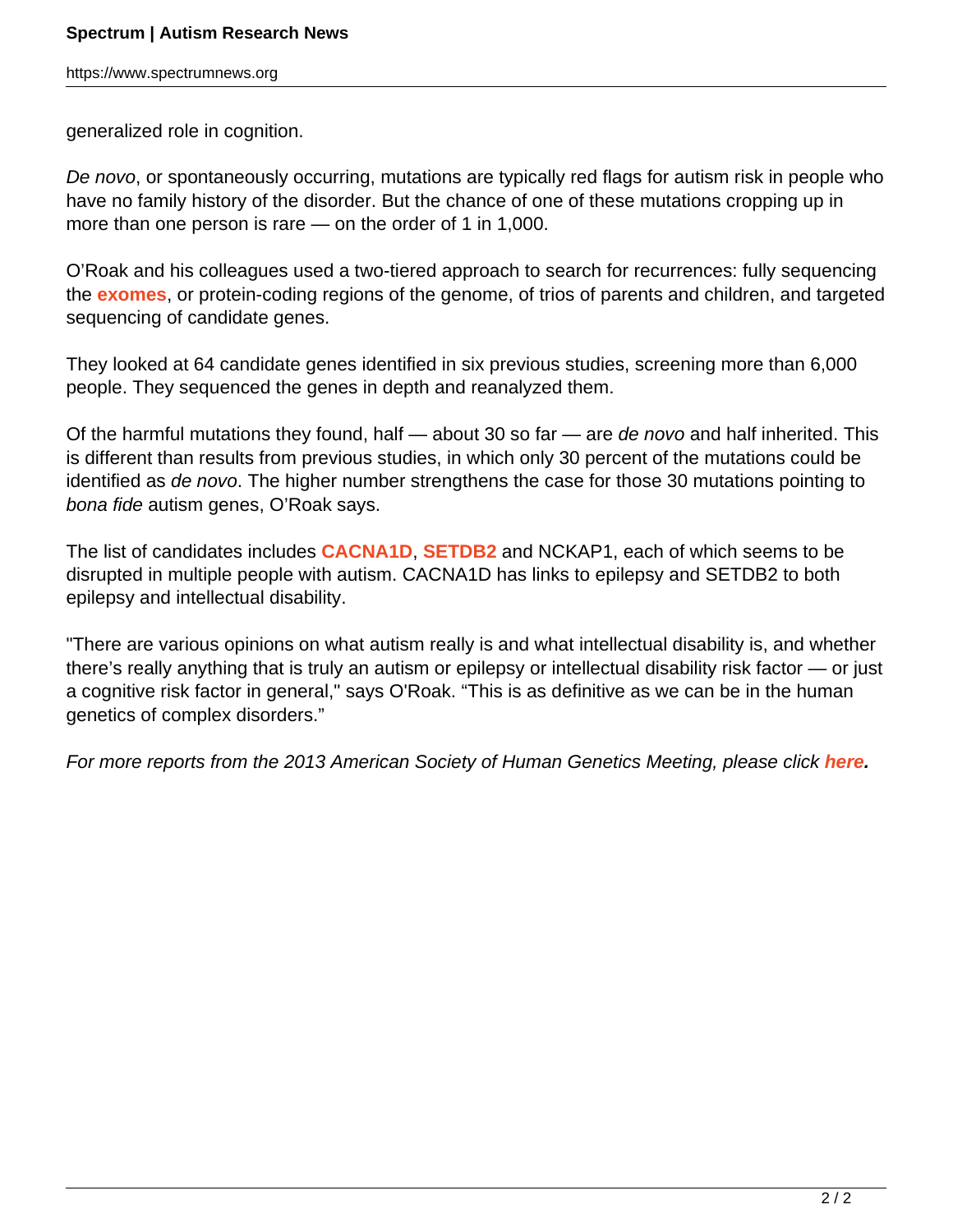generalized role in cognition.

*De novo*, or spontaneously occurring, mutations are typically red flags for autism risk in people who have no family history of the disorder. But the chance of one of these mutations cropping up in more than one person is rare — on the order of 1 in 1,000.

O'Roak and his colleagues used a two-tiered approach to search for recurrences: fully sequencing the **exomes**, or protein-coding regions of the genome, of trios of parents and children, and targeted sequencing of candidate genes.

They looked at 64 candidate genes identified in six previous studies, screening more than 6,000 people. They sequenced the genes in depth and reanalyzed them.

Of the harmful mutations they found, half — about 30 so far — are *de novo* and half inherited. This is different than results from previous studies, in which only 30 percent of the mutations could be identified as *de novo*. The higher number strengthens the case for those 30 mutations pointing to *bona fide* autism genes, O'Roak says.

The list of candidates includes **CACNA1D**, **SETDB2** and NCKAP1, each of which seems to be disrupted in multiple people with autism. CACNA1D has links to epilepsy and SETDB2 to both epilepsy and intellectual disability.

"There are various opinions on what autism really is and what intellectual disability is, and whether there's really anything that is truly an autism or epilepsy or intellectual disability risk factor — or just a cognitive risk factor in general," says O'Roak. "This is as definitive as we can be in the human genetics of complex disorders."

*For more reports from the 2013 American Society of Human Genetics Meeting, please click* ***here.***